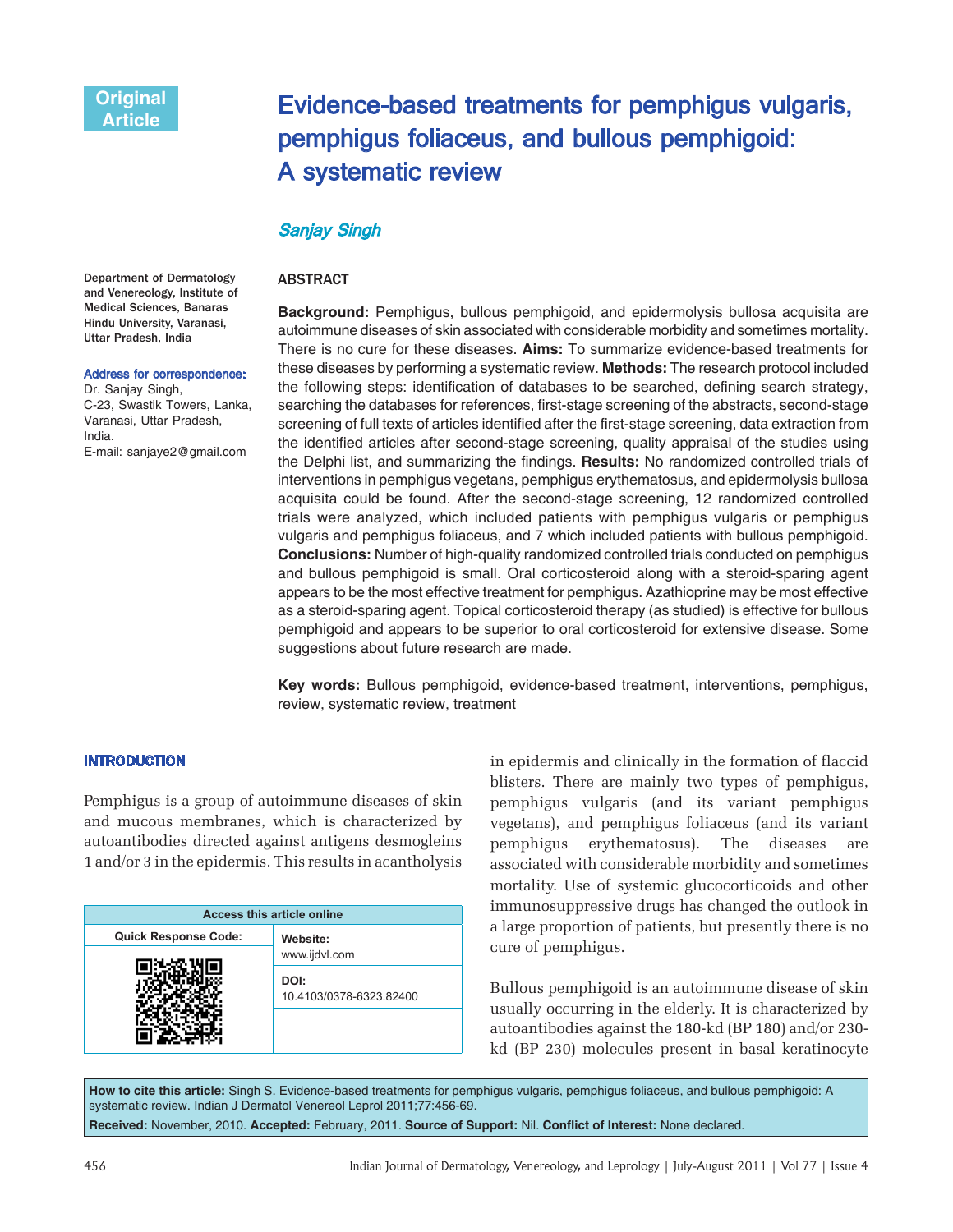Original Article

# Evidence-based treatments for pemphigus vulgaris, pemphigus foliaceus, and bullous pemphigoid: A systematic review

*Sanjay Singh*

Department of Dermatology and Venereology, Institute of Medical Sciences, Banaras Hindu University, Varanasi, Uttar Pradesh, India

**Address for correspondence:**
Dr. Sanjay Singh,
C-23, Swastik Towers, Lanka, Varanasi, Uttar Pradesh, India.
E-mail: sanjaye2@gmail.com

## ABSTRACT

**Background:** Pemphigus, bullous pemphigoid, and epidermolysis bullosa acquisita are autoimmune diseases of skin associated with considerable morbidity and sometimes mortality. There is no cure for these diseases. **Aims:** To summarize evidence-based treatments for these diseases by performing a systematic review. **Methods:** The research protocol included the following steps: identification of databases to be searched, defining search strategy, searching the databases for references, first-stage screening of the abstracts, second-stage screening of full texts of articles identified after the first-stage screening, data extraction from the identified articles after second-stage screening, quality appraisal of the studies using the Delphi list, and summarizing the findings. **Results:** No randomized controlled trials of interventions in pemphigus vegetans, pemphigus erythematosus, and epidermolysis bullosa acquisita could be found. After the second-stage screening, 12 randomized controlled trials were analyzed, which included patients with pemphigus vulgaris or pemphigus vulgaris and pemphigus foliaceus, and 7 which included patients with bullous pemphigoid. **Conclusions:** Number of high-quality randomized controlled trials conducted on pemphigus and bullous pemphigoid is small. Oral corticosteroid along with a steroid-sparing agent appears to be the most effective treatment for pemphigus. Azathioprine may be most effective as a steroid-sparing agent. Topical corticosteroid therapy (as studied) is effective for bullous pemphigoid and appears to be superior to oral corticosteroid for extensive disease. Some suggestions about future research are made.

**Key words:** Bullous pemphigoid, evidence-based treatment, interventions, pemphigus, review, systematic review, treatment

## INTRODUCTION

Pemphigus is a group of autoimmune diseases of skin and mucous membranes, which is characterized by autoantibodies directed against antigens desmogleins 1 and/or 3 in the epidermis. This results in acantholysis in epidermis and clinically in the formation of flaccid blisters. There are mainly two types of pemphigus, pemphigus vulgaris (and its variant pemphigus vegetans), and pemphigus foliaceus (and its variant pemphigus erythematosus). The diseases are associated with considerable morbidity and sometimes mortality. Use of systemic glucocorticoids and other immunosuppressive drugs has changed the outlook in a large proportion of patients, but presently there is no cure of pemphigus.

Bullous pemphigoid is an autoimmune disease of skin usually occurring in the elderly. It is characterized by autoantibodies against the 180-kd (BP 180) and/or 230-kd (BP 230) molecules present in basal keratinocyte

| Access this article online | |
|---|---|
| Quick Response Code: | Website: www.ijdvl.com |
| | DOI: 10.4103/0378-6323.82400 |

**How to cite this article:** Singh S. Evidence-based treatments for pemphigus vulgaris, pemphigus foliaceus, and bullous pemphigoid: A systematic review. Indian J Dermatol Venereol Leprol 2011;77:456-69.

**Received:** November, 2010. **Accepted:** February, 2011. **Source of Support:** Nil. **Conflict of Interest:** None declared.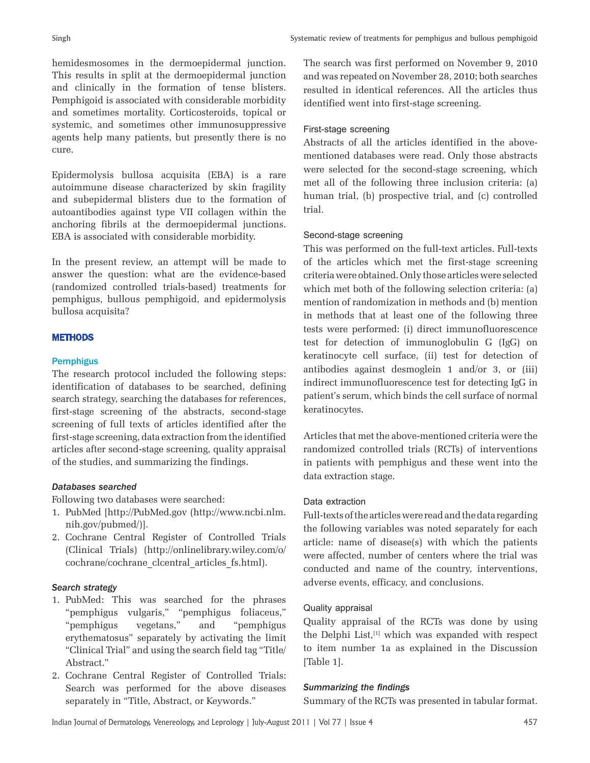hemidesmosomes in the dermoepidermal junction. This results in split at the dermoepidermal junction and clinically in the formation of tense blisters. Pemphigoid is associated with considerable morbidity and sometimes mortality. Corticosteroids, topical or systemic, and sometimes other immunosuppressive agents help many patients, but presently there is no cure.

Epidermolysis bullosa acquisita (EBA) is a rare autoimmune disease characterized by skin fragility and subepidermal blisters due to the formation of autoantibodies against type VII collagen within the anchoring fibrils at the dermoepidermal junctions. EBA is associated with considerable morbidity.

In the present review, an attempt will be made to answer the question: what are the evidence-based (randomized controlled trials-based) treatments for pemphigus, bullous pemphigoid, and epidermolysis bullosa acquisita?

## METHODS

### Pemphigus

The research protocol included the following steps: identification of databases to be searched, defining search strategy, searching the databases for references, first-stage screening of the abstracts, second-stage screening of full texts of articles identified after the first-stage screening, data extraction from the identified articles after second-stage screening, quality appraisal of the studies, and summarizing the findings.

#### *Databases searched*

Following two databases were searched:

1. PubMed [http://PubMed.gov (http://www.ncbi.nlm.nih.gov/pubmed/)].
2. Cochrane Central Register of Controlled Trials (Clinical Trials) (http://onlinelibrary.wiley.com/o/cochrane/cochrane_clcentral_articles_fs.html).

#### *Search strategy*

1. PubMed: This was searched for the phrases "pemphigus vulgaris," "pemphigus foliaceus," "pemphigus vegetans," and "pemphigus erythematosus" separately by activating the limit "Clinical Trial" and using the search field tag "Title/Abstract."
2. Cochrane Central Register of Controlled Trials: Search was performed for the above diseases separately in "Title, Abstract, or Keywords."

The search was first performed on November 9, 2010 and was repeated on November 28, 2010; both searches resulted in identical references. All the articles thus identified went into first-stage screening.

#### First-stage screening

Abstracts of all the articles identified in the above-mentioned databases were read. Only those abstracts were selected for the second-stage screening, which met all of the following three inclusion criteria: (a) human trial, (b) prospective trial, and (c) controlled trial.

#### Second-stage screening

This was performed on the full-text articles. Full-texts of the articles which met the first-stage screening criteria were obtained. Only those articles were selected which met both of the following selection criteria: (a) mention of randomization in methods and (b) mention in methods that at least one of the following three tests were performed: (i) direct immunofluorescence test for detection of immunoglobulin G (IgG) on keratinocyte cell surface, (ii) test for detection of antibodies against desmoglein 1 and/or 3, or (iii) indirect immunofluorescence test for detecting IgG in patient's serum, which binds the cell surface of normal keratinocytes.

Articles that met the above-mentioned criteria were the randomized controlled trials (RCTs) of interventions in patients with pemphigus and these went into the data extraction stage.

#### Data extraction

Full-texts of the articles were read and the data regarding the following variables was noted separately for each article: name of disease(s) with which the patients were affected, number of centers where the trial was conducted and name of the country, interventions, adverse events, efficacy, and conclusions.

#### Quality appraisal

Quality appraisal of the RCTs was done by using the Delphi List,[1] which was expanded with respect to item number 1a as explained in the Discussion [Table 1].

#### *Summarizing the findings*

Summary of the RCTs was presented in tabular format.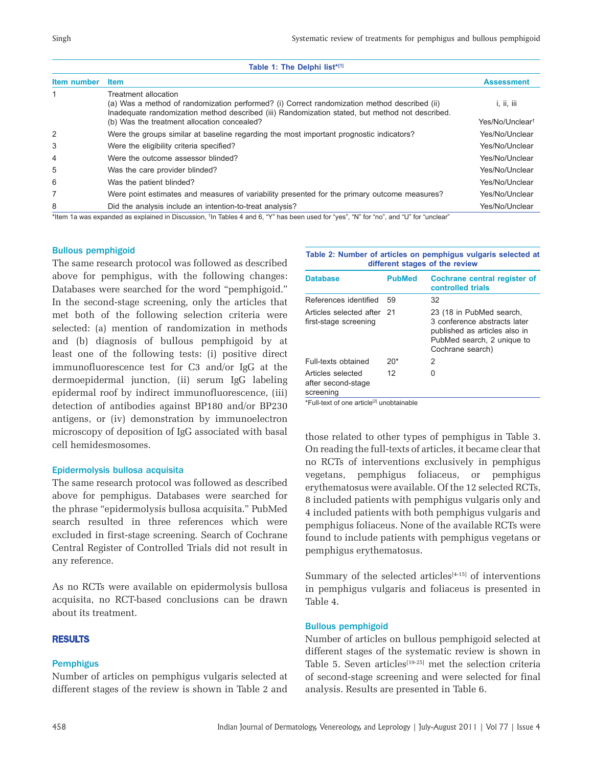**Table 1: The Delphi list*[1]**

| Item number | Item | Assessment |
|---|---|---|
| 1 | Treatment allocation<br>(a) Was a method of randomization performed? (i) Correct randomization method described (ii) Inadequate randomization method described (iii) Randomization stated, but method not described.<br>(b) Was the treatment allocation concealed? | i, ii, iii<br><br>Yes/No/Unclear† |
| 2 | Were the groups similar at baseline regarding the most important prognostic indicators? | Yes/No/Unclear |
| 3 | Were the eligibility criteria specified? | Yes/No/Unclear |
| 4 | Were the outcome assessor blinded? | Yes/No/Unclear |
| 5 | Was the care provider blinded? | Yes/No/Unclear |
| 6 | Was the patient blinded? | Yes/No/Unclear |
| 7 | Were point estimates and measures of variability presented for the primary outcome measures? | Yes/No/Unclear |
| 8 | Did the analysis include an intention-to-treat analysis? | Yes/No/Unclear |

*Item 1a was expanded as explained in Discussion, †In Tables 4 and 6, "Y" has been used for "yes", "N" for "no", and "U" for "unclear"

### Bullous pemphigoid

The same research protocol was followed as described above for pemphigus, with the following changes: Databases were searched for the word "pemphigoid." In the second-stage screening, only the articles that met both of the following selection criteria were selected: (a) mention of randomization in methods and (b) diagnosis of bullous pemphigoid by at least one of the following tests: (i) positive direct immunofluorescence test for C3 and/or IgG at the dermoepidermal junction, (ii) serum IgG labeling epidermal roof by indirect immunofluorescence, (iii) detection of antibodies against BP180 and/or BP230 antigens, or (iv) demonstration by immunoelectron microscopy of deposition of IgG associated with basal cell hemidesmosomes.

### Epidermolysis bullosa acquisita

The same research protocol was followed as described above for pemphigus. Databases were searched for the phrase "epidermolysis bullosa acquisita." PubMed search resulted in three references which were excluded in first-stage screening. Search of Cochrane Central Register of Controlled Trials did not result in any reference.

As no RCTs were available on epidermolysis bullosa acquisita, no RCT-based conclusions can be drawn about its treatment.

## RESULTS

### Pemphigus

Number of articles on pemphigus vulgaris selected at different stages of the review is shown in Table 2 and those related to other types of pemphigus in Table 3. On reading the full-texts of articles, it became clear that no RCTs of interventions exclusively in pemphigus vegetans, pemphigus foliaceus, or pemphigus erythematosus were available. Of the 12 selected RCTs, 8 included patients with pemphigus vulgaris only and 4 included patients with both pemphigus vulgaris and pemphigus foliaceus. None of the available RCTs were found to include patients with pemphigus vegetans or pemphigus erythematosus.

**Table 2: Number of articles on pemphigus vulgaris selected at different stages of the review**

| Database | PubMed | Cochrane central register of controlled trials |
|---|---|---|
| References identified | 59 | 32 |
| Articles selected after first-stage screening | 21 | 23 (18 in PubMed search, 3 conference abstracts later published as articles also in PubMed search, 2 unique to Cochrane search) |
| Full-texts obtained | 20* | 2 |
| Articles selected after second-stage screening | 12 | 0 |

*Full-text of one article[2] unobtainable

Summary of the selected articles[4-15] of interventions in pemphigus vulgaris and foliaceus is presented in Table 4.

### Bullous pemphigoid

Number of articles on bullous pemphigoid selected at different stages of the systematic review is shown in Table 5. Seven articles[19-25] met the selection criteria of second-stage screening and were selected for final analysis. Results are presented in Table 6.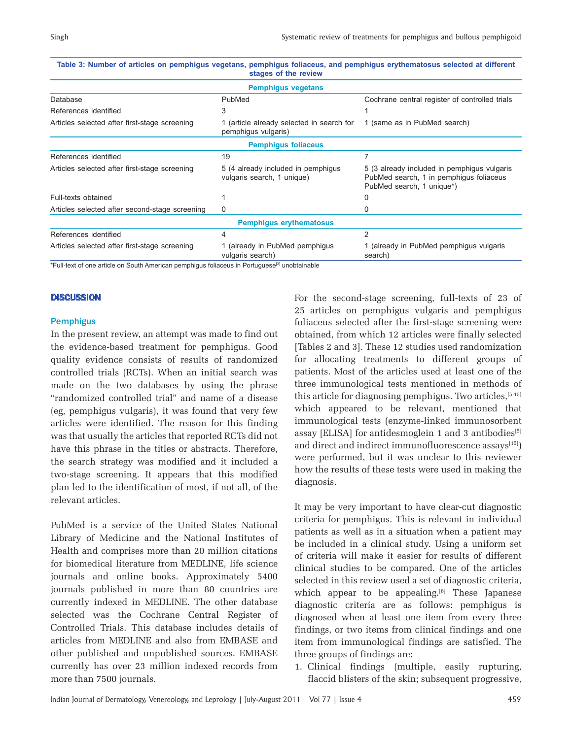**Table 3: Number of articles on pemphigus vegetans, pemphigus foliaceus, and pemphigus erythematosus selected at different stages of the review**

| | | |
|---|---|---|
| **Pemphigus vegetans** | | |
| Database | PubMed | Cochrane central register of controlled trials |
| References identified | 3 | 1 |
| Articles selected after first-stage screening | 1 (article already selected in search for pemphigus vulgaris) | 1 (same as in PubMed search) |
| **Pemphigus foliaceus** | | |
| References identified | 19 | 7 |
| Articles selected after first-stage screening | 5 (4 already included in pemphigus vulgaris search, 1 unique) | 5 (3 already included in pemphigus vulgaris PubMed search, 1 in pemphigus foliaceus PubMed search, 1 unique*) |
| Full-texts obtained | 1 | 0 |
| Articles selected after second-stage screening | 0 | 0 |
| **Pemphigus erythematosus** | | |
| References identified | 4 | 2 |
| Articles selected after first-stage screening | 1 (already in PubMed pemphigus vulgaris search) | 1 (already in PubMed pemphigus vulgaris search) |

*Full-text of one article on South American pemphigus foliaceus in Portuguese[3] unobtainable

## DISCUSSION

### Pemphigus

In the present review, an attempt was made to find out the evidence-based treatment for pemphigus. Good quality evidence consists of results of randomized controlled trials (RCTs). When an initial search was made on the two databases by using the phrase "randomized controlled trial" and name of a disease (eg, pemphigus vulgaris), it was found that very few articles were identified. The reason for this finding was that usually the articles that reported RCTs did not have this phrase in the titles or abstracts. Therefore, the search strategy was modified and it included a two-stage screening. It appears that this modified plan led to the identification of most, if not all, of the relevant articles.

PubMed is a service of the United States National Library of Medicine and the National Institutes of Health and comprises more than 20 million citations for biomedical literature from MEDLINE, life science journals and online books. Approximately 5400 journals published in more than 80 countries are currently indexed in MEDLINE. The other database selected was the Cochrane Central Register of Controlled Trials. This database includes details of articles from MEDLINE and also from EMBASE and other published and unpublished sources. EMBASE currently has over 23 million indexed records from more than 7500 journals.

For the second-stage screening, full-texts of 23 of 25 articles on pemphigus vulgaris and pemphigus foliaceus selected after the first-stage screening were obtained, from which 12 articles were finally selected [Tables 2 and 3]. These 12 studies used randomization for allocating treatments to different groups of patients. Most of the articles used at least one of the three immunological tests mentioned in methods of this article for diagnosing pemphigus. Two articles,[5,15] which appeared to be relevant, mentioned that immunological tests (enzyme-linked immunosorbent assay [ELISA] for antidesmoglein 1 and 3 antibodies[5] and direct and indirect immunofluorescence assays[15]) were performed, but it was unclear to this reviewer how the results of these tests were used in making the diagnosis.

It may be very important to have clear-cut diagnostic criteria for pemphigus. This is relevant in individual patients as well as in a situation when a patient may be included in a clinical study. Using a uniform set of criteria will make it easier for results of different clinical studies to be compared. One of the articles selected in this review used a set of diagnostic criteria, which appear to be appealing.[6] These Japanese diagnostic criteria are as follows: pemphigus is diagnosed when at least one item from every three findings, or two items from clinical findings and one item from immunological findings are satisfied. The three groups of findings are:

1. Clinical findings (multiple, easily rupturing, flaccid blisters of the skin; subsequent progressive,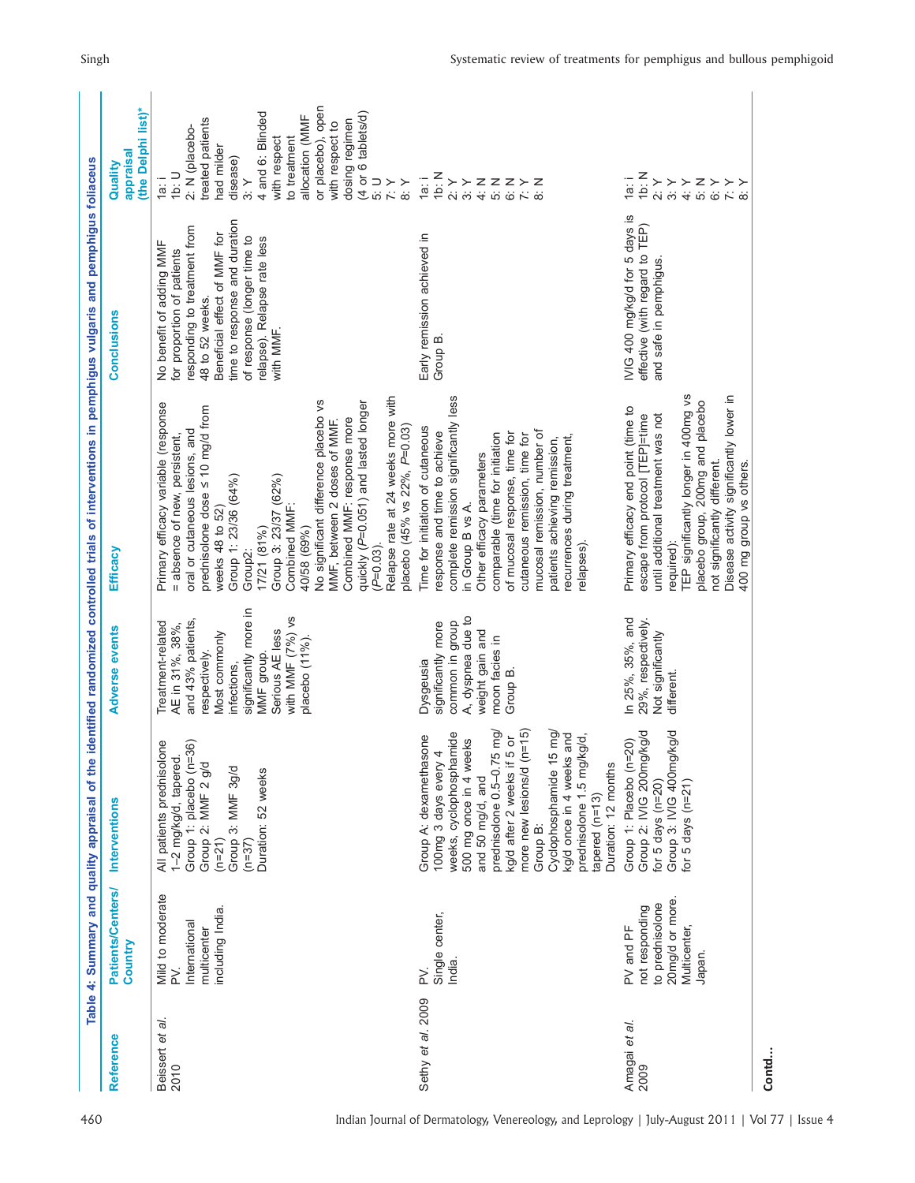**Table 4: Summary and quality appraisal of the identified randomized controlled trials of interventions in pemphigus vulgaris and pemphigus foliaceus**

| Reference | Patients/Centers/ Country | Interventions | Adverse events | Efficacy | Conclusions | Quality appraisal (the Delphi list)* |
|---|---|---|---|---|---|---|
| Beissert *et al.* 2010 | Mild to moderate PV. International multicenter including India. | All patients prednisolone 1–2 mg/kg/d, tapered. Group 1: placebo (n=36) Group 2: MMF 2 g/d (n=21) Group 3: MMF 3g/d (n=37) Duration: 52 weeks | Treatment-related AE in 31%, 38%, and 43% patients, respectively. Most commonly infections, significantly more in MMF group. Serious AE less with MMF (7%) vs placebo (11%). | Primary efficacy variable (response = absence of new, persistent, oral or cutaneous lesions, and prednisolone dose ≤ 10 mg/d from weeks 48 to 52) Group 1: 23/36 (64%) Group2: 17/21 (81%) Group 3: 23/37 (62%) Combined MMF: 40/58 (69%) No significant difference placebo vs MMF, between 2 doses of MMF. Combined MMF: response more quickly (P=0.051) and lasted longer (P=0.03). Relapse rate at 24 weeks more with placebo (45% vs 22%, P=0.03) | No benefit of adding MMF for proportion of patients responding to treatment from 48 to 52 weeks. Beneficial effect of MMF for time to response and duration of response (longer time to relapse). Relapse rate less with MMF. | 1a: i 1b: U 2: N (placebo-treated patients had milder disease) 3: Y 4 and 6: Blinded with respect to treatment allocation (MMF or placebo), open with respect to dosing regimen (4 or 6 tablets/d) 5: U 7: Y 8: Y |
| Sethy *et al.* 2009 | PV. Single center, India. | Group A: dexamethasone 100mg 3 days every 4 weeks, cyclophosphamide 500 mg once in 4 weeks and 50 mg/d, and prednisolone 0.5–0.75 mg/kg/d after 2 weeks if 5 or more new lesions/d (n=15) Group B: Cyclophosphamide 15 mg/kg/d once in 4 weeks and prednisolone 1.5 mg/kg/d, tapered (n=13) Duration: 12 months | Dysgeusia significantly more common in group A, dyspnea due to weight gain and moon facies in Group B. | Time for initiation of cutaneous response and time to achieve complete remission significantly less in Group B vs A. Other efficacy parameters comparable (time for initiation of mucosal response, time for cutaneous remission, time for mucosal remission, number of patients achieving remission, recurrences during treatment, relapses). | Early remission achieved in Group B. | 1a: i 1b: N 2: Y 3: Y 4: N 5: N 6: N 7: Y 8: N |
| Amagai *et al.* 2009 | PV and PF not responding to prednisolone 20mg/d or more. Multicenter, Japan. | Group 1: Placebo (n=20) Group 2: IVIG 200mg/kg/d for 5 days (n=20) Group 3: IVIG 400mg/kg/d for 5 days (n=21) | In 25%, 35%, and 29%, respectively. Not significantly different. | Primary efficacy end point (time to escape from protocol [TEP]=time until additional treatment was not required): TEP significantly longer in 400mg vs placebo group, 200mg and placebo not significantly different. Disease activity significantly lower in 400 mg group vs others. | IVIG 400 mg/kg/d for 5 days is effective (with regard to TEP) and safe in pemphigus. | 1a: i 1b: N 2: Y 3: Y 4: Y 5: N 6: Y 7: Y 8: Y |

Contd...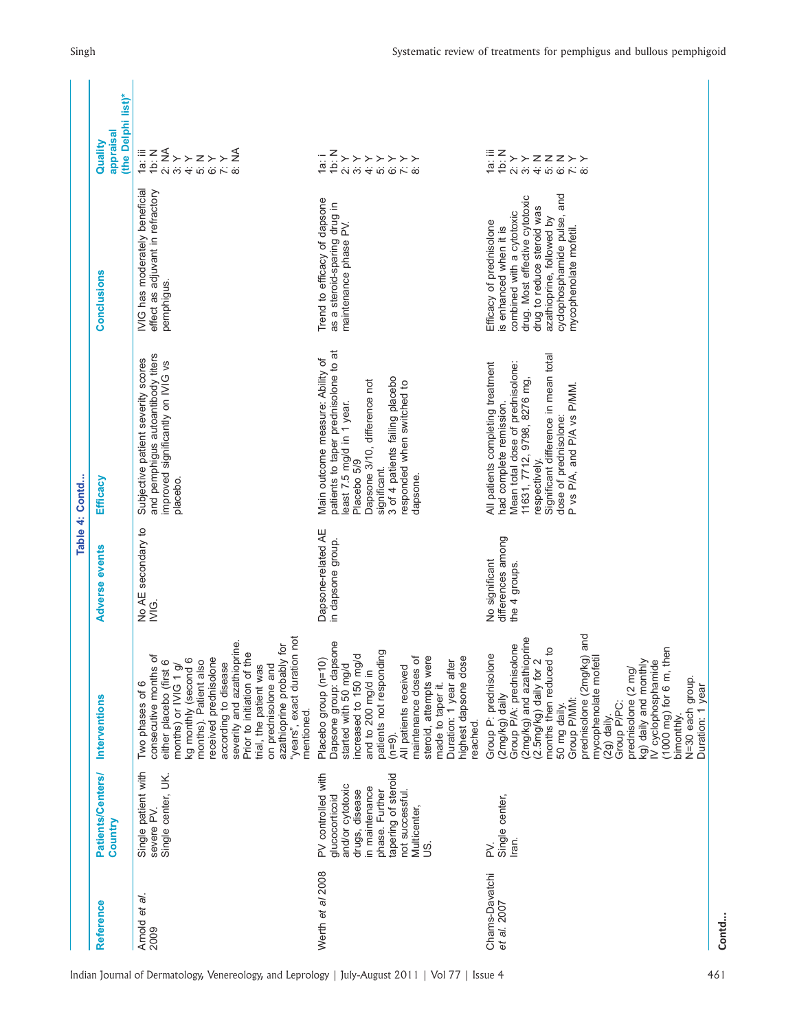Table 4: Contd...

| Reference | Patients/Centers/ Country | Interventions | Adverse events | Efficacy | Conclusions | Quality appraisal (the Delphi list)* |
|---|---|---|---|---|---|---|
| Arnold *et al.* 2009 | Single patient with severe PV. Single center, UK. | Two phases of 6 consecutive months of either placebo (first 6 months) or IVIG 1 g/kg monthly (second 6 months). Patient also received prednisolone according to disease severity and azathioprine. Prior to initiation of the trial, the patient was on prednisolone and azathioprine probably for "years", exact duration not mentioned. | No AE secondary to IVIG. | Subjective patient severity scores and pemphigus autoantibody titers improved significantly on IVIG vs placebo. | IVIG has moderately beneficial effect as adjuvant in refractory pemphigus. | 1a: iii 1b: N 2: NA 3: Y 4: Y 5: N 6: Y 7: Y 8: NA |
| Werth *et al* 2008 | PV controlled with glucocorticoid and/or cytotoxic drugs, disease in maintenance phase. Further tapering of steroid not successful. Multicenter, US. | Placebo group (n=10) Dapsone group: dapsone started with 50 mg/d increased to 150 mg/d and to 200 mg/d in patients not responding (n=9). All patients received maintenance doses of steroid, attempts were made to taper it. Duration: 1 year after highest dapsone dose reached. | Dapsone-related AE in dapsone group. | Main outcome measure: Ability of patients to taper prednisolone to at least 7.5 mg/d in 1 year. Placebo 5/9 Dapsone 3/10, difference not significant. 3 of 4 patients failing placebo responded when switched to dapsone. | Trend to efficacy of dapsone as a steroid-sparing drug in maintenance phase PV. | 1a: i 1b: N 2: Y 3: Y 4: Y 5: Y 6: Y 7: Y 8: Y |
| Chams-Davatchi *et al.* 2007 | PV. Single center, Iran. | Group P: prednisolone (2mg/kg) daily Group P/A: prednisolone (2mg/kg) and azathioprine (2.5mg/kg) daily for 2 months then reduced to 50 mg daily. Group P/MM: prednisolone (2mg/kg) and mycophenolate mofetil (2g) daily. Group P/PC: prednisolone (2 mg/kg) daily and monthly IV cyclophosphamide (1000 mg) for 6 m, then bimonthly. N=30 each group. Duration: 1 year | No significant differences among the 4 groups. | All patients completing treatment had complete remission. Mean total dose of prednisolone: 11631, 7712, 9798, 8276 mg, respectively. Significant difference in mean total dose of prednisolone: P vs P/A, and P/A vs P/MM. | Efficacy of prednisolone is enhanced when it is combined with a cytotoxic drug. Most effective cytotoxic drug to reduce steroid was azathioprine, followed by cyclophosphamide pulse, and mycophenolate mofetil. | 1a: iii 1b: N 2: Y 3: Y 4: N 5: N 6: N 7: Y 8: Y |

**Contd...**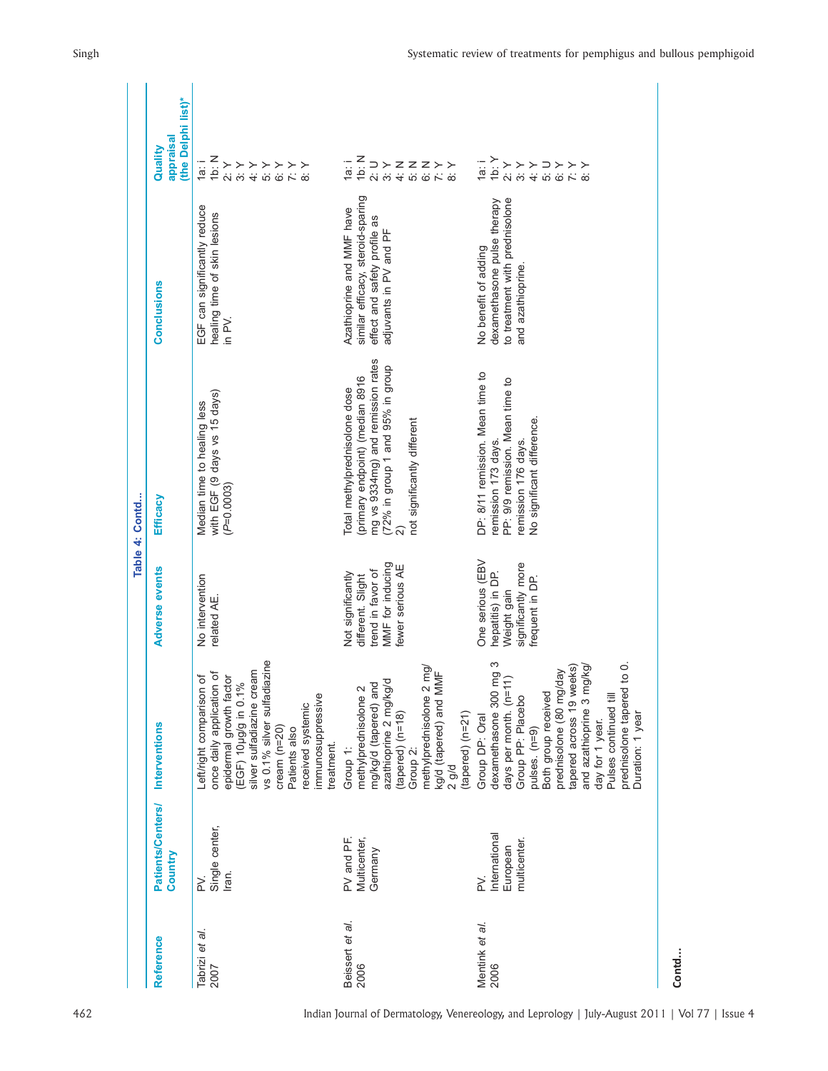**Table 4: Contd...**

| Reference | Patients/Centers/ Country | Interventions | Adverse events | Efficacy | Conclusions | Quality appraisal (the Delphi list)* |
|---|---|---|---|---|---|---|
| Tabrizi *et al.* 2007 | PV. Single center, Iran. | Left/right comparison of once daily application of epidermal growth factor (EGF) 10µg/g in 0.1% silver sulfadiazine cream vs 0.1% silver sulfadiazine cream (n=20) Patients also received systemic immunosuppressive treatment. | No intervention related AE. | Median time to healing less with EGF (9 days vs 15 days) (P=0.0003) | EGF can significantly reduce healing time of skin lesions in PV. | 1a: i 1b: N 2: Y 3: Y 4: Y 5: Y 6: Y 7: Y 8: Y |
| Beissert *et al.* 2006 | PV and PF. Multicenter, Germany | Group 1: methylprednisolone 2 mg/kg/d (tapered) and azathioprine 2 mg/kg/d (tapered) (n=18) Group 2: methylprednisolone 2 mg/kg/d (tapered) and MMF 2 g/d (tapered) (n=21) | Not significantly different. Slight trend in favor of MMF for inducing fewer serious AE | Total methylprednisolone dose (primary endpoint) (median 8916 mg vs 9334mg) and remission rates (72% in group 1 and 95% in group 2) not significantly different | Azathioprine and MMF have similar efficacy, steroid-sparing effect and safety profile as adjuvants in PV and PF | 1a: i 1b: N 2: U 3: Y 4: N 5: N 6: N 7: Y 8: Y |
| Mentink *et al.* 2006 | PV. International European multicenter. | Group DP: Oral dexamethasone 300 mg 3 days per month. (n=11) Group PP: Placebo pulses. (n=9) Both group received prednisolone (80 mg/day tapered across 19 weeks) and azathioprine 3 mg/kg/day for 1 year. Pulses continued till prednisolone tapered to 0. Duration: 1 year | One serious (EBV hepatitis) in DP. Weight gain significantly more frequent in DP. | DP: 8/11 remission. Mean time to remission 173 days. PP: 9/9 remission. Mean time to remission 176 days. No significant difference. | No benefit of adding dexamethasone pulse therapy to treatment with prednisolone and azathioprine. | 1a: i 1b: Y 2: Y 3: Y 4: Y 5: U 6: Y 7: Y 8: Y |

**Contd...**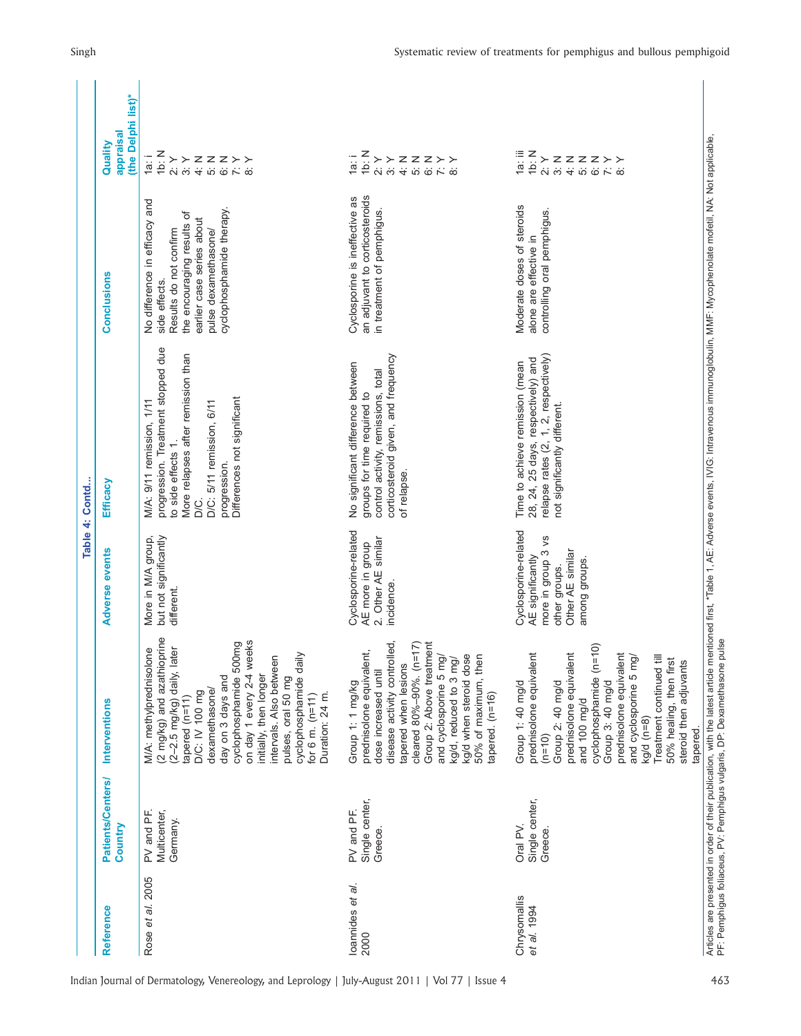**Table 4: Contd...**

| Reference | Patients/Centers/ Country | Interventions | Adverse events | Efficacy | Conclusions | Quality appraisal (the Delphi list)* |
|---|---|---|---|---|---|---|
| Rose *et al.* 2005 | PV and PF. Multicenter, Germany. | M/A: methylprednisolone (2 mg/kg) and azathioprine (2–2.5 mg/kg) daily, later tapered (n=11) D/C: IV 100 mg dexamethasone/ day on 3 days and cyclophosphamide 500mg on day 1 every 2-4 weeks initially, then longer intervals. Also between pulses, oral 50 mg cyclophosphamide daily for 6 m. (n=11) Duration: 24 m. | More in M/A group, but not significantly different. | M/A: 9/11 remission, 1/11 progression. Treatment stopped due to side effects 1. More relapses after remission than D/C. D/C: 5/11 remission, 6/11 progression. Differences not significant | No difference in efficacy and side effects. Results do not confirm the encouraging results of earlier case series about pulse dexamethasone/ cyclophosphamide therapy. | 1a: i 1b: N 2: Y 3: Y 4: N 5: N 6: N 7: Y 8: Y |
| Ioannides *et al.* 2000 | PV and PF. Single center, Greece. | Group 1: 1 mg/kg prednisolone equivalent, dose increased until disease activity controlled, tapered when lesions cleared 80%–90%. (n=17) Group 2: Above treatment and cyclosporine 5 mg/ kg/d, reduced to 3 mg/ kg/d when steroid dose 50% of maximum, then tapered. (n=16) | Cyclosporine-related AE more in group 2. Other AE similar incidence. | No significant difference between groups for time required to control activity, remissions, total corticosteroid given, and frequency of relapse. | Cyclosporine is ineffective as an adjuvant to corticosteroids in treatment of pemphigus. | 1a: i 1b: N 2: Y 3: Y 4: N 5: N 6: N 7: Y 8: Y |
| Chrysomallis *et al.* 1994 | Oral PV. Single center, Greece. | Group 1: 40 mg/d prednisolone equivalent (n=10) Group 2: 40 mg/d prednisolone equivalent and 100 mg/d cyclophosphamide (n=10) Group 3: 40 mg/d prednisolone equivalent and cyclosporine 5 mg/ kg/d (n=8) Treatment continued till 50% healing, then first steroid then adjuvants tapered. | Cyclosporine-related AE significantly more in group 3 vs other groups. Other AE similar among groups. | Time to achieve remission (mean 28, 24, 25 days, respectively) and relapse rates (2, 1, 2, respectively) not significantly different. | Moderate doses of steroids alone are effective in controlling oral pemphigus. | 1a: iii 1b: N 2: Y 3: N 4: N 5: N 6: N 7: Y 8: Y |

Articles are presented in order of their publication, with the latest article mentioned first, *Table 1, AE: Adverse events, IVIG: Intravenous immunoglobulin, MMF: Mycophenolate mofetil, NA: Not applicable, PF: Pemphigus foliaceus, PV: Pemphigus vulgaris, DP: Dexamethasone pulse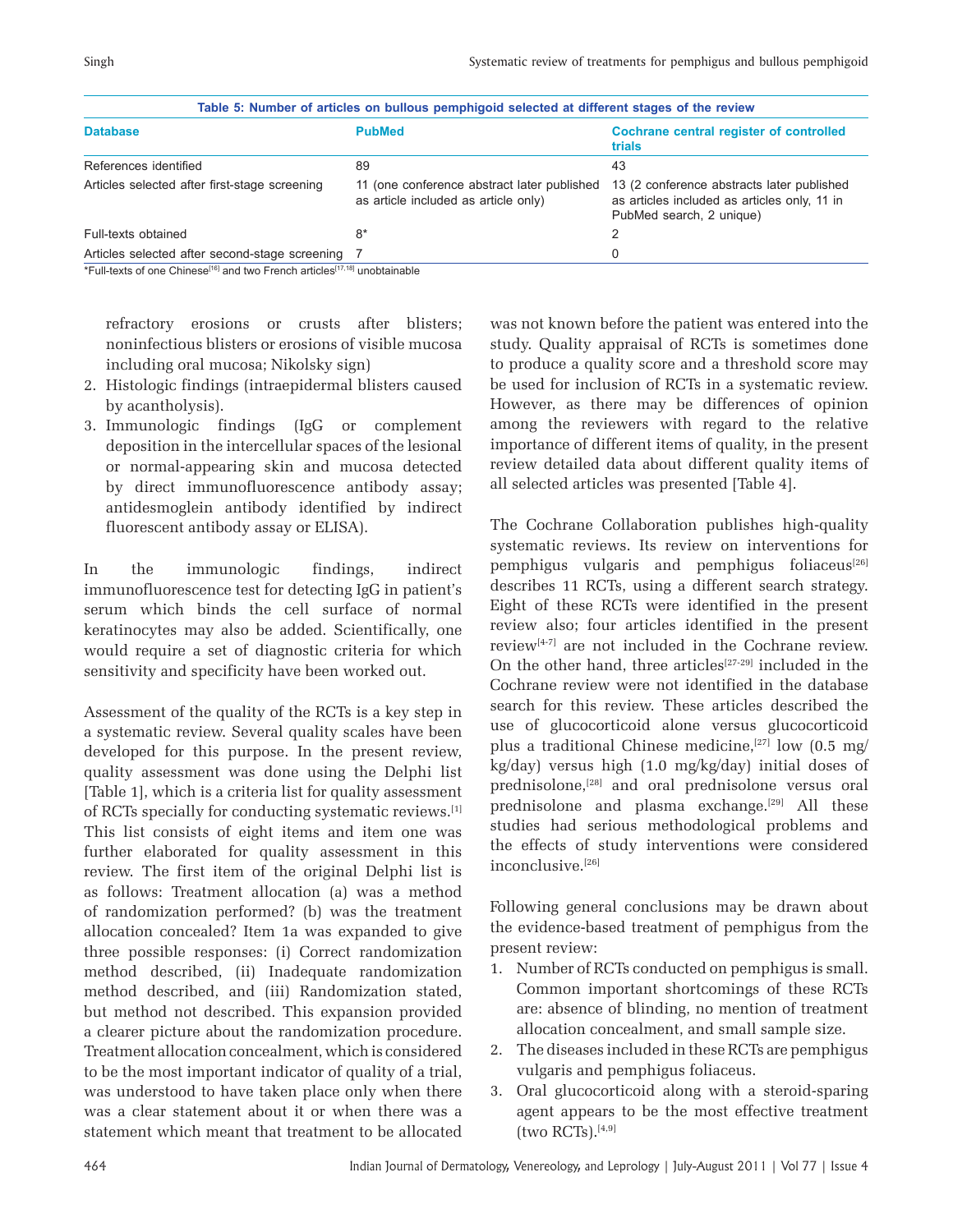**Table 5: Number of articles on bullous pemphigoid selected at different stages of the review**

| Database | PubMed | Cochrane central register of controlled trials |
|---|---|---|
| References identified | 89 | 43 |
| Articles selected after first-stage screening | 11 (one conference abstract later published as article included as article only) | 13 (2 conference abstracts later published as articles included as articles only, 11 in PubMed search, 2 unique) |
| Full-texts obtained | 8* | 2 |
| Articles selected after second-stage screening | 7 | 0 |

*Full-texts of one Chinese[16] and two French articles[17,18] unobtainable

refractory erosions or crusts after blisters; noninfectious blisters or erosions of visible mucosa including oral mucosa; Nikolsky sign)

2. Histologic findings (intraepidermal blisters caused by acantholysis).
3. Immunologic findings (IgG or complement deposition in the intercellular spaces of the lesional or normal-appearing skin and mucosa detected by direct immunofluorescence antibody assay; antidesmoglein antibody identified by indirect fluorescent antibody assay or ELISA).

In the immunologic findings, indirect immunofluorescence test for detecting IgG in patient's serum which binds the cell surface of normal keratinocytes may also be added. Scientifically, one would require a set of diagnostic criteria for which sensitivity and specificity have been worked out.

Assessment of the quality of the RCTs is a key step in a systematic review. Several quality scales have been developed for this purpose. In the present review, quality assessment was done using the Delphi list [Table 1], which is a criteria list for quality assessment of RCTs specially for conducting systematic reviews.[1] This list consists of eight items and item one was further elaborated for quality assessment in this review. The first item of the original Delphi list is as follows: Treatment allocation (a) was a method of randomization performed? (b) was the treatment allocation concealed? Item 1a was expanded to give three possible responses: (i) Correct randomization method described, (ii) Inadequate randomization method described, and (iii) Randomization stated, but method not described. This expansion provided a clearer picture about the randomization procedure. Treatment allocation concealment, which is considered to be the most important indicator of quality of a trial, was understood to have taken place only when there was a clear statement about it or when there was a statement which meant that treatment to be allocated was not known before the patient was entered into the study. Quality appraisal of RCTs is sometimes done to produce a quality score and a threshold score may be used for inclusion of RCTs in a systematic review. However, as there may be differences of opinion among the reviewers with regard to the relative importance of different items of quality, in the present review detailed data about different quality items of all selected articles was presented [Table 4].

The Cochrane Collaboration publishes high-quality systematic reviews. Its review on interventions for pemphigus vulgaris and pemphigus foliaceus[26] describes 11 RCTs, using a different search strategy. Eight of these RCTs were identified in the present review also; four articles identified in the present review[4-7] are not included in the Cochrane review. On the other hand, three articles[27-29] included in the Cochrane review were not identified in the database search for this review. These articles described the use of glucocorticoid alone versus glucocorticoid plus a traditional Chinese medicine,[27] low (0.5 mg/kg/day) versus high (1.0 mg/kg/day) initial doses of prednisolone,[28] and oral prednisolone versus oral prednisolone and plasma exchange.[29] All these studies had serious methodological problems and the effects of study interventions were considered inconclusive.[26]

Following general conclusions may be drawn about the evidence-based treatment of pemphigus from the present review:

1. Number of RCTs conducted on pemphigus is small. Common important shortcomings of these RCTs are: absence of blinding, no mention of treatment allocation concealment, and small sample size.
2. The diseases included in these RCTs are pemphigus vulgaris and pemphigus foliaceus.
3. Oral glucocorticoid along with a steroid-sparing agent appears to be the most effective treatment (two RCTs).[4,9]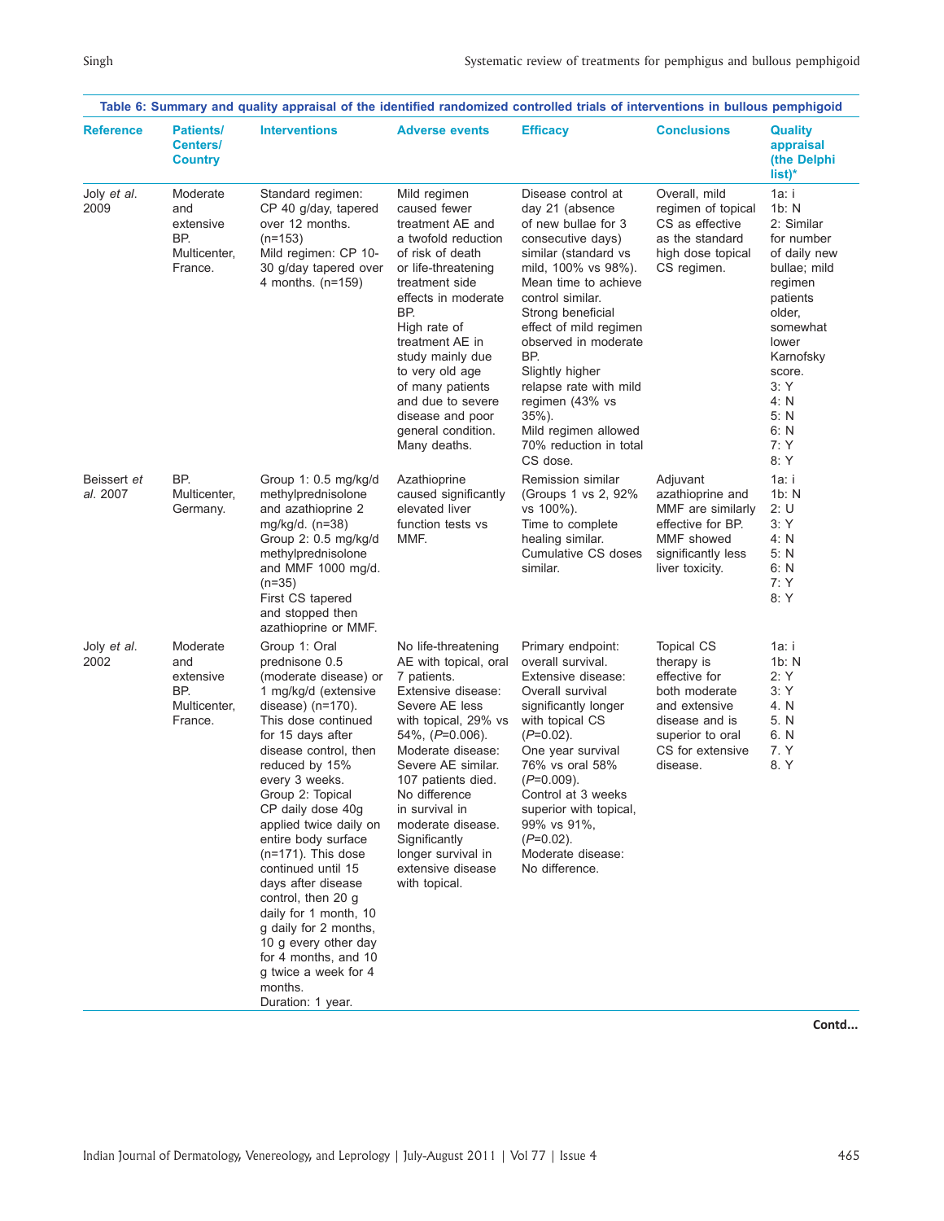**Table 6: Summary and quality appraisal of the identified randomized controlled trials of interventions in bullous pemphigoid**

| Reference | Patients/ Centers/ Country | Interventions | Adverse events | Efficacy | Conclusions | Quality appraisal (the Delphi list)* |
|---|---|---|---|---|---|---|
| Joly *et al*. 2009 | Moderate and extensive BP. Multicenter, France. | Standard regimen: CP 40 g/day, tapered over 12 months. (n=153) Mild regimen: CP 10-30 g/day tapered over 4 months. (n=159) | Mild regimen caused fewer treatment AE and a twofold reduction of risk of death or life-threatening treatment side effects in moderate BP. High rate of treatment AE in study mainly due to very old age of many patients and due to severe disease and poor general condition. Many deaths. | Disease control at day 21 (absence of new bullae for 3 consecutive days) similar (standard vs mild, 100% vs 98%). Mean time to achieve control similar. Strong beneficial effect of mild regimen observed in moderate BP. Slightly higher relapse rate with mild regimen (43% vs 35%). Mild regimen allowed 70% reduction in total CS dose. | Overall, mild regimen of topical CS as effective as the standard high dose topical CS regimen. | 1a: i 1b: N 2: Similar for number of daily new bullae; mild regimen patients older, somewhat lower Karnofsky score. 3: Y 4: N 5: N 6: N 7: Y 8: Y |
| Beissert *et al*. 2007 | BP. Multicenter, Germany. | Group 1: 0.5 mg/kg/d methylprednisolone and azathioprine 2 mg/kg/d. (n=38) Group 2: 0.5 mg/kg/d methylprednisolone and MMF 1000 mg/d. (n=35) First CS tapered and stopped then azathioprine or MMF. | Azathioprine caused significantly elevated liver function tests vs MMF. | Remission similar (Groups 1 vs 2, 92% vs 100%). Time to complete healing similar. Cumulative CS doses similar. | Adjuvant azathioprine and MMF are similarly effective for BP. MMF showed significantly less liver toxicity. | 1a: i 1b: N 2: U 3: Y 4: N 5: N 6: N 7: Y 8: Y |
| Joly *et al*. 2002 | Moderate and extensive BP. Multicenter, France. | Group 1: Oral prednisone 0.5 (moderate disease) or 1 mg/kg/d (extensive disease) (n=170). This dose continued for 15 days after disease control, then reduced by 15% every 3 weeks. Group 2: Topical CP daily dose 40g applied twice daily on entire body surface (n=171). This dose continued until 15 days after disease control, then 20 g daily for 1 month, 10 g daily for 2 months, 10 g every other day for 4 months, and 10 g twice a week for 4 months. Duration: 1 year. | No life-threatening AE with topical, oral 7 patients. Extensive disease: Severe AE less with topical, 29% vs 54%, (*P*=0.006). Moderate disease: Severe AE similar. 107 patients died. No difference in survival in moderate disease. Significantly longer survival in extensive disease with topical. | Primary endpoint: overall survival. Extensive disease: Overall survival significantly longer with topical CS (*P*=0.02). One year survival 76% vs oral 58% (*P*=0.009). Control at 3 weeks superior with topical, 99% vs 91%, (*P*=0.02). Moderate disease: No difference. | Topical CS therapy is effective for both moderate and extensive disease and is superior to oral CS for extensive disease. | 1a: i 1b: N 2: Y 3: Y 4. N 5. N 6. N 7. Y 8. Y |

**Contd...**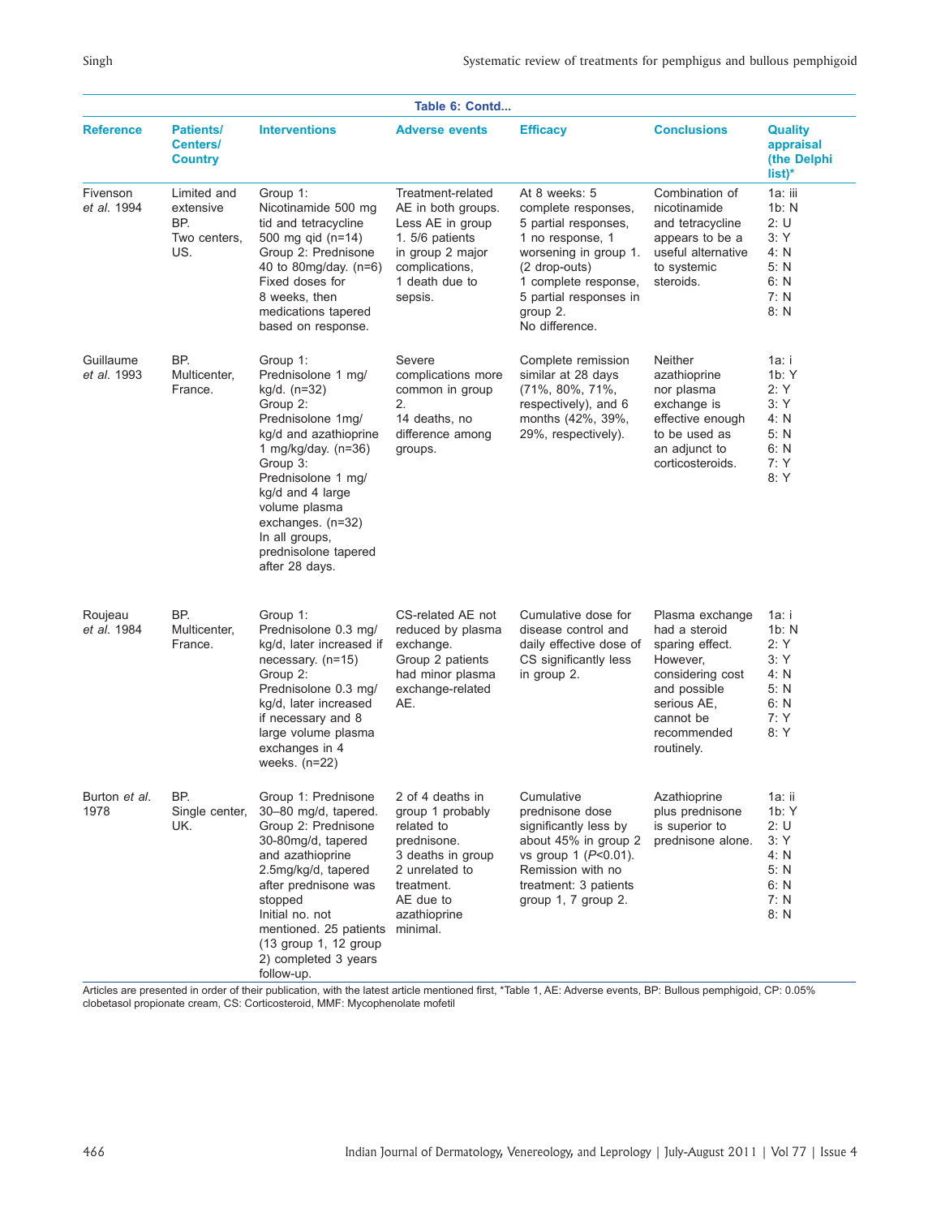**Table 6: Contd...**

| Reference | Patients/ Centers/ Country | Interventions | Adverse events | Efficacy | Conclusions | Quality appraisal (the Delphi list)* |
|---|---|---|---|---|---|---|
| Fivenson *et al.* 1994 | Limited and extensive BP. Two centers, US. | Group 1: Nicotinamide 500 mg tid and tetracycline 500 mg qid (n=14) Group 2: Prednisone 40 to 80mg/day. (n=6) Fixed doses for 8 weeks, then medications tapered based on response. | Treatment-related AE in both groups. Less AE in group 1. 5/6 patients in group 2 major complications, 1 death due to sepsis. | At 8 weeks: 5 complete responses, 5 partial responses, 1 no response, 1 worsening in group 1. (2 drop-outs) 1 complete response, 5 partial responses in group 2. No difference. | Combination of nicotinamide and tetracycline appears to be a useful alternative to systemic steroids. | 1a: iii 1b: N 2: U 3: Y 4: N 5: N 6: N 7: N 8: N |
| Guillaume *et al.* 1993 | BP. Multicenter, France. | Group 1: Prednisolone 1 mg/ kg/d. (n=32) Group 2: Prednisolone 1mg/ kg/d and azathioprine 1 mg/kg/day. (n=36) Group 3: Prednisolone 1 mg/ kg/d and 4 large volume plasma exchanges. (n=32) In all groups, prednisolone tapered after 28 days. | Severe complications more common in group 2. 14 deaths, no difference among groups. | Complete remission similar at 28 days (71%, 80%, 71%, respectively), and 6 months (42%, 39%, 29%, respectively). | Neither azathioprine nor plasma exchange is effective enough to be used as an adjunct to corticosteroids. | 1a: i 1b: Y 2: Y 3: Y 4: N 5: N 6: N 7: Y 8: Y |
| Roujeau *et al.* 1984 | BP. Multicenter, France. | Group 1: Prednisolone 0.3 mg/ kg/d, later increased if necessary. (n=15) Group 2: Prednisolone 0.3 mg/ kg/d, later increased if necessary and 8 large volume plasma exchanges in 4 weeks. (n=22) | CS-related AE not reduced by plasma exchange. Group 2 patients had minor plasma exchange-related AE. | Cumulative dose for disease control and daily effective dose of CS significantly less in group 2. | Plasma exchange had a steroid sparing effect. However, considering cost and possible serious AE, cannot be recommended routinely. | 1a: i 1b: N 2: Y 3: Y 4: N 5: N 6: N 7: Y 8: Y |
| Burton *et al.* 1978 | BP. Single center, UK. | Group 1: Prednisone 30–80 mg/d, tapered. Group 2: Prednisone 30-80mg/d, tapered and azathioprine 2.5mg/kg/d, tapered after prednisone was stopped Initial no. not mentioned. 25 patients (13 group 1, 12 group 2) completed 3 years follow-up. | 2 of 4 deaths in group 1 probably related to prednisone. 3 deaths in group 2 unrelated to treatment. AE due to azathioprine minimal. | Cumulative prednisone dose significantly less by about 45% in group 2 vs group 1 ($P$<0.01). Remission with no treatment: 3 patients group 1, 7 group 2. | Azathioprine plus prednisone is superior to prednisone alone. | 1a: ii 1b: Y 2: U 3: Y 4: N 5: N 6: N 7: N 8: N |

Articles are presented in order of their publication, with the latest article mentioned first, *Table 1, AE: Adverse events, BP: Bullous pemphigoid, CP: 0.05% clobetasol propionate cream, CS: Corticosteroid, MMF: Mycophenolate mofetil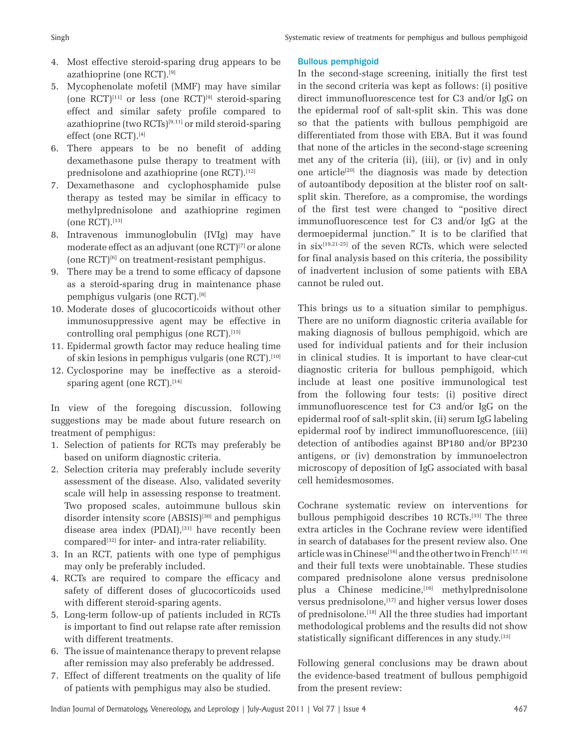4. Most effective steroid-sparing drug appears to be azathioprine (one RCT).[9]
5. Mycophenolate mofetil (MMF) may have similar (one RCT)[11] or less (one RCT)[9] steroid-sparing effect and similar safety profile compared to azathioprine (two RCTs)[9,11] or mild steroid-sparing effect (one RCT).[4]
6. There appears to be no benefit of adding dexamethasone pulse therapy to treatment with prednisolone and azathioprine (one RCT).[12]
7. Dexamethasone and cyclophosphamide pulse therapy as tested may be similar in efficacy to methylprednisolone and azathioprine regimen (one RCT).[13]
8. Intravenous immunoglobulin (IVIg) may have moderate effect as an adjuvant (one RCT)[7] or alone (one RCT)[6] on treatment-resistant pemphigus.
9. There may be a trend to some efficacy of dapsone as a steroid-sparing drug in maintenance phase pemphigus vulgaris (one RCT).[8]
10. Moderate doses of glucocorticoids without other immunosuppressive agent may be effective in controlling oral pemphigus (one RCT).[15]
11. Epidermal growth factor may reduce healing time of skin lesions in pemphigus vulgaris (one RCT).[10]
12. Cyclosporine may be ineffective as a steroid-sparing agent (one RCT).[14]

In view of the foregoing discussion, following suggestions may be made about future research on treatment of pemphigus:

1. Selection of patients for RCTs may preferably be based on uniform diagnostic criteria.
2. Selection criteria may preferably include severity assessment of the disease. Also, validated severity scale will help in assessing response to treatment. Two proposed scales, autoimmune bullous skin disorder intensity score (ABSIS)[30] and pemphigus disease area index (PDAI),[31] have recently been compared[32] for inter- and intra-rater reliability.
3. In an RCT, patients with one type of pemphigus may only be preferably included.
4. RCTs are required to compare the efficacy and safety of different doses of glucocorticoids used with different steroid-sparing agents.
5. Long-term follow-up of patients included in RCTs is important to find out relapse rate after remission with different treatments.
6. The issue of maintenance therapy to prevent relapse after remission may also preferably be addressed.
7. Effect of different treatments on the quality of life of patients with pemphigus may also be studied.

### Bullous pemphigoid

In the second-stage screening, initially the first test in the second criteria was kept as follows: (i) positive direct immunofluorescence test for C3 and/or IgG on the epidermal roof of salt-split skin. This was done so that the patients with bullous pemphigoid are differentiated from those with EBA. But it was found that none of the articles in the second-stage screening met any of the criteria (ii), (iii), or (iv) and in only one article[20] the diagnosis was made by detection of autoantibody deposition at the blister roof on salt-split skin. Therefore, as a compromise, the wordings of the first test were changed to "positive direct immunofluorescence test for C3 and/or IgG at the dermoepidermal junction." It is to be clarified that in six[19,21-25] of the seven RCTs, which were selected for final analysis based on this criteria, the possibility of inadvertent inclusion of some patients with EBA cannot be ruled out.

This brings us to a situation similar to pemphigus. There are no uniform diagnostic criteria available for making diagnosis of bullous pemphigoid, which are used for individual patients and for their inclusion in clinical studies. It is important to have clear-cut diagnostic criteria for bullous pemphigoid, which include at least one positive immunological test from the following four tests: (i) positive direct immunofluorescence test for C3 and/or IgG on the epidermal roof of salt-split skin, (ii) serum IgG labeling epidermal roof by indirect immunofluorescence, (iii) detection of antibodies against BP180 and/or BP230 antigens, or (iv) demonstration by immunoelectron microscopy of deposition of IgG associated with basal cell hemidesmosomes.

Cochrane systematic review on interventions for bullous pemphigoid describes 10 RCTs.[33] The three extra articles in the Cochrane review were identified in search of databases for the present review also. One article was in Chinese[16] and the other two in French[17,18] and their full texts were unobtainable. These studies compared prednisolone alone versus prednisolone plus a Chinese medicine,[16] methylprednisolone versus prednisolone,[17] and higher versus lower doses of prednisolone.[18] All the three studies had important methodological problems and the results did not show statistically significant differences in any study.[33]

Following general conclusions may be drawn about the evidence-based treatment of bullous pemphigoid from the present review: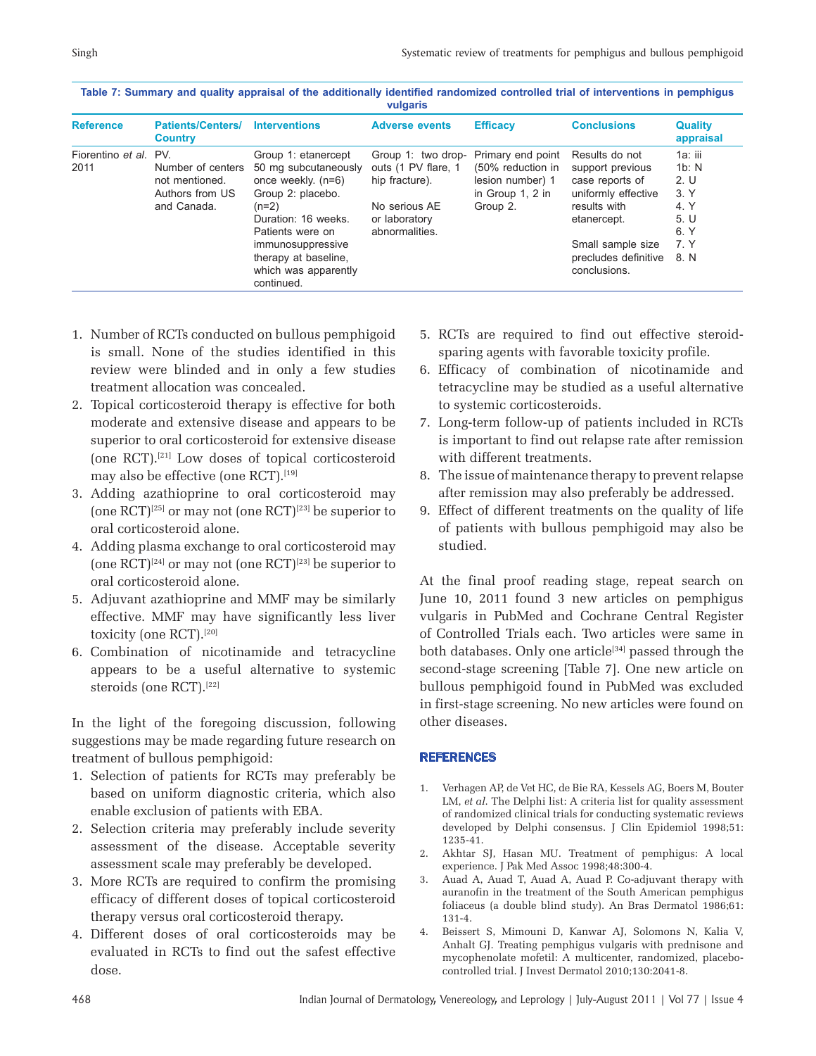**Table 7: Summary and quality appraisal of the additionally identified randomized controlled trial of interventions in pemphigus vulgaris**

| Reference | Patients/Centers/ Country | Interventions | Adverse events | Efficacy | Conclusions | Quality appraisal |
|---|---|---|---|---|---|---|
| Fiorentino *et al.* 2011 | PV. Number of centers not mentioned. Authors from US and Canada. | Group 1: etanercept 50 mg subcutaneously once weekly. (n=6) Group 2: placebo. (n=2) Duration: 16 weeks. Patients were on immunosuppressive therapy at baseline, which was apparently continued. | Group 1: two drop-outs (1 PV flare, 1 hip fracture). No serious AE or laboratory abnormalities. | Primary end point (50% reduction in lesion number) 1 in Group 1, 2 in Group 2. | Results do not support previous case reports of uniformly effective results with etanercept. Small sample size precludes definitive conclusions. | 1a: iii 1b: N 2. U 3. Y 4. Y 5. U 6. Y 7. Y 8. N |

1. Number of RCTs conducted on bullous pemphigoid is small. None of the studies identified in this review were blinded and in only a few studies treatment allocation was concealed.
2. Topical corticosteroid therapy is effective for both moderate and extensive disease and appears to be superior to oral corticosteroid for extensive disease (one RCT).[21] Low doses of topical corticosteroid may also be effective (one RCT).[19]
3. Adding azathioprine to oral corticosteroid may (one RCT)[25] or may not (one RCT)[23] be superior to oral corticosteroid alone.
4. Adding plasma exchange to oral corticosteroid may (one RCT)[24] or may not (one RCT)[23] be superior to oral corticosteroid alone.
5. Adjuvant azathioprine and MMF may be similarly effective. MMF may have significantly less liver toxicity (one RCT).[20]
6. Combination of nicotinamide and tetracycline appears to be a useful alternative to systemic steroids (one RCT).[22]

In the light of the foregoing discussion, following suggestions may be made regarding future research on treatment of bullous pemphigoid:

1. Selection of patients for RCTs may preferably be based on uniform diagnostic criteria, which also enable exclusion of patients with EBA.
2. Selection criteria may preferably include severity assessment of the disease. Acceptable severity assessment scale may preferably be developed.
3. More RCTs are required to confirm the promising efficacy of different doses of topical corticosteroid therapy versus oral corticosteroid therapy.
4. Different doses of oral corticosteroids may be evaluated in RCTs to find out the safest effective dose.
5. RCTs are required to find out effective steroid-sparing agents with favorable toxicity profile.
6. Efficacy of combination of nicotinamide and tetracycline may be studied as a useful alternative to systemic corticosteroids.
7. Long-term follow-up of patients included in RCTs is important to find out relapse rate after remission with different treatments.
8. The issue of maintenance therapy to prevent relapse after remission may also preferably be addressed.
9. Effect of different treatments on the quality of life of patients with bullous pemphigoid may also be studied.

At the final proof reading stage, repeat search on June 10, 2011 found 3 new articles on pemphigus vulgaris in PubMed and Cochrane Central Register of Controlled Trials each. Two articles were same in both databases. Only one article[34] passed through the second-stage screening [Table 7]. One new article on bullous pemphigoid found in PubMed was excluded in first-stage screening. No new articles were found on other diseases.

## REFERENCES

1. Verhagen AP, de Vet HC, de Bie RA, Kessels AG, Boers M, Bouter LM, *et al*. The Delphi list: A criteria list for quality assessment of randomized clinical trials for conducting systematic reviews developed by Delphi consensus. J Clin Epidemiol 1998;51:1235-41.
2. Akhtar SJ, Hasan MU. Treatment of pemphigus: A local experience. J Pak Med Assoc 1998;48:300-4.
3. Auad A, Auad T, Auad A, Auad P. Co-adjuvant therapy with auranofin in the treatment of the South American pemphigus foliaceus (a double blind study). An Bras Dermatol 1986;61:131-4.
4. Beissert S, Mimouni D, Kanwar AJ, Solomons N, Kalia V, Anhalt GJ. Treating pemphigus vulgaris with prednisone and mycophenolate mofetil: A multicenter, randomized, placebo-controlled trial. J Invest Dermatol 2010;130:2041-8.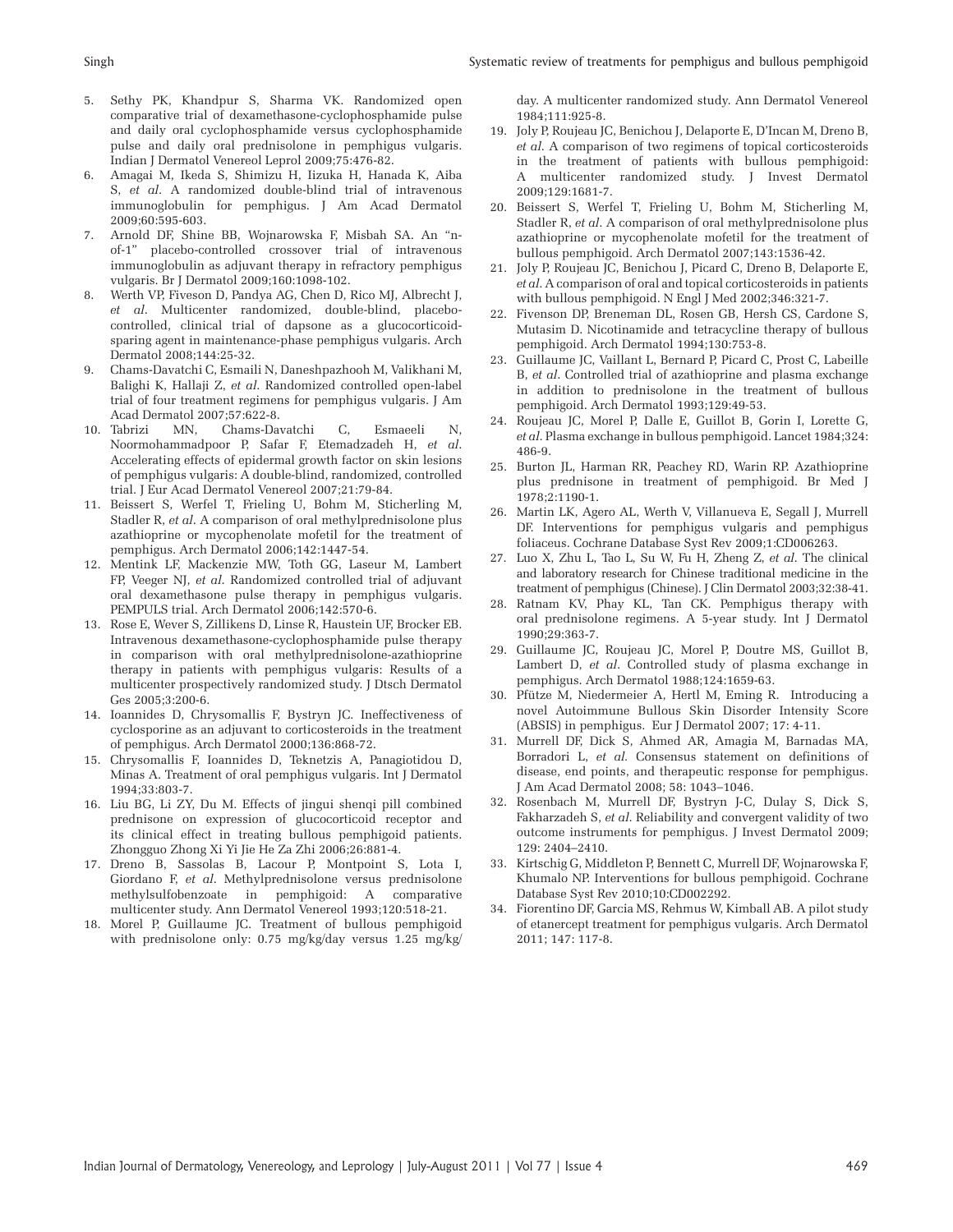5. Sethy PK, Khandpur S, Sharma VK. Randomized open comparative trial of dexamethasone-cyclophosphamide pulse and daily oral cyclophosphamide versus cyclophosphamide pulse and daily oral prednisolone in pemphigus vulgaris. Indian J Dermatol Venereol Leprol 2009;75:476-82.
6. Amagai M, Ikeda S, Shimizu H, Iizuka H, Hanada K, Aiba S, *et al*. A randomized double-blind trial of intravenous immunoglobulin for pemphigus. J Am Acad Dermatol 2009;60:595-603.
7. Arnold DF, Shine BB, Wojnarowska F, Misbah SA. An "n-of-1" placebo-controlled crossover trial of intravenous immunoglobulin as adjuvant therapy in refractory pemphigus vulgaris. Br J Dermatol 2009;160:1098-102.
8. Werth VP, Fiveson D, Pandya AG, Chen D, Rico MJ, Albrecht J, *et al*. Multicenter randomized, double-blind, placebo-controlled, clinical trial of dapsone as a glucocorticoid-sparing agent in maintenance-phase pemphigus vulgaris. Arch Dermatol 2008;144:25-32.
9. Chams-Davatchi C, Esmaili N, Daneshpazhooh M, Valikhani M, Balighi K, Hallaji Z, *et al*. Randomized controlled open-label trial of four treatment regimens for pemphigus vulgaris. J Am Acad Dermatol 2007;57:622-8.
10. Tabrizi MN, Chams-Davatchi C, Esmaeeli N, Noormohammadpoor P, Safar F, Etemadzadeh H, *et al*. Accelerating effects of epidermal growth factor on skin lesions of pemphigus vulgaris: A double-blind, randomized, controlled trial. J Eur Acad Dermatol Venereol 2007;21:79-84.
11. Beissert S, Werfel T, Frieling U, Bohm M, Sticherling M, Stadler R, *et al*. A comparison of oral methylprednisolone plus azathioprine or mycophenolate mofetil for the treatment of pemphigus. Arch Dermatol 2006;142:1447-54.
12. Mentink LF, Mackenzie MW, Toth GG, Laseur M, Lambert FP, Veeger NJ, *et al*. Randomized controlled trial of adjuvant oral dexamethasone pulse therapy in pemphigus vulgaris. PEMPULS trial. Arch Dermatol 2006;142:570-6.
13. Rose E, Wever S, Zillikens D, Linse R, Haustein UF, Brocker EB. Intravenous dexamethasone-cyclophosphamide pulse therapy in comparison with oral methylprednisolone-azathioprine therapy in patients with pemphigus vulgaris: Results of a multicenter prospectively randomized study. J Dtsch Dermatol Ges 2005;3:200-6.
14. Ioannides D, Chrysomallis F, Bystryn JC. Ineffectiveness of cyclosporine as an adjuvant to corticosteroids in the treatment of pemphigus. Arch Dermatol 2000;136:868-72.
15. Chrysomallis F, Ioannides D, Teknetzis A, Panagiotidou D, Minas A. Treatment of oral pemphigus vulgaris. Int J Dermatol 1994;33:803-7.
16. Liu BG, Li ZY, Du M. Effects of jingui shenqi pill combined prednisone on expression of glucocorticoid receptor and its clinical effect in treating bullous pemphigoid patients. Zhongguo Zhong Xi Yi Jie He Za Zhi 2006;26:881-4.
17. Dreno B, Sassolas B, Lacour P, Montpoint S, Lota I, Giordano F, *et al*. Methylprednisolone versus prednisolone methylsulfobenzoate in pemphigoid: A comparative multicenter study. Ann Dermatol Venereol 1993;120:518-21.
18. Morel P, Guillaume JC. Treatment of bullous pemphigoid with prednisolone only: 0.75 mg/kg/day versus 1.25 mg/kg/day. A multicenter randomized study. Ann Dermatol Venereol 1984;111:925-8.
19. Joly P, Roujeau JC, Benichou J, Delaporte E, D'Incan M, Dreno B, *et al*. A comparison of two regimens of topical corticosteroids in the treatment of patients with bullous pemphigoid: A multicenter randomized study. J Invest Dermatol 2009;129:1681-7.
20. Beissert S, Werfel T, Frieling U, Bohm M, Sticherling M, Stadler R, *et al*. A comparison of oral methylprednisolone plus azathioprine or mycophenolate mofetil for the treatment of bullous pemphigoid. Arch Dermatol 2007;143:1536-42.
21. Joly P, Roujeau JC, Benichou J, Picard C, Dreno B, Delaporte E, *et al*. A comparison of oral and topical corticosteroids in patients with bullous pemphigoid. N Engl J Med 2002;346:321-7.
22. Fivenson DP, Breneman DL, Rosen GB, Hersh CS, Cardone S, Mutasim D. Nicotinamide and tetracycline therapy of bullous pemphigoid. Arch Dermatol 1994;130:753-8.
23. Guillaume JC, Vaillant L, Bernard P, Picard C, Prost C, Labeille B, *et al*. Controlled trial of azathioprine and plasma exchange in addition to prednisolone in the treatment of bullous pemphigoid. Arch Dermatol 1993;129:49-53.
24. Roujeau JC, Morel P, Dalle E, Guillot B, Gorin I, Lorette G, *et al*. Plasma exchange in bullous pemphigoid. Lancet 1984;324: 486-9.
25. Burton JL, Harman RR, Peachey RD, Warin RP. Azathioprine plus prednisone in treatment of pemphigoid. Br Med J 1978;2:1190-1.
26. Martin LK, Agero AL, Werth V, Villanueva E, Segall J, Murrell DF. Interventions for pemphigus vulgaris and pemphigus foliaceus. Cochrane Database Syst Rev 2009;1:CD006263.
27. Luo X, Zhu L, Tao L, Su W, Fu H, Zheng Z, *et al*. The clinical and laboratory research for Chinese traditional medicine in the treatment of pemphigus (Chinese). J Clin Dermatol 2003;32:38-41.
28. Ratnam KV, Phay KL, Tan CK. Pemphigus therapy with oral prednisolone regimens. A 5-year study. Int J Dermatol 1990;29:363-7.
29. Guillaume JC, Roujeau JC, Morel P, Doutre MS, Guillot B, Lambert D, *et al*. Controlled study of plasma exchange in pemphigus. Arch Dermatol 1988;124:1659-63.
30. Pfütze M, Niedermeier A, Hertl M, Eming R. Introducing a novel Autoimmune Bullous Skin Disorder Intensity Score (ABSIS) in pemphigus. Eur J Dermatol 2007; 17: 4-11.
31. Murrell DF, Dick S, Ahmed AR, Amagia M, Barnadas MA, Borradori L, *et al*. Consensus statement on definitions of disease, end points, and therapeutic response for pemphigus. J Am Acad Dermatol 2008; 58: 1043–1046.
32. Rosenbach M, Murrell DF, Bystryn J-C, Dulay S, Dick S, Fakharzadeh S, *et al*. Reliability and convergent validity of two outcome instruments for pemphigus. J Invest Dermatol 2009; 129: 2404–2410.
33. Kirtschig G, Middleton P, Bennett C, Murrell DF, Wojnarowska F, Khumalo NP. Interventions for bullous pemphigoid. Cochrane Database Syst Rev 2010;10:CD002292.
34. Fiorentino DF, Garcia MS, Rehmus W, Kimball AB. A pilot study of etanercept treatment for pemphigus vulgaris. Arch Dermatol 2011; 147: 117-8.